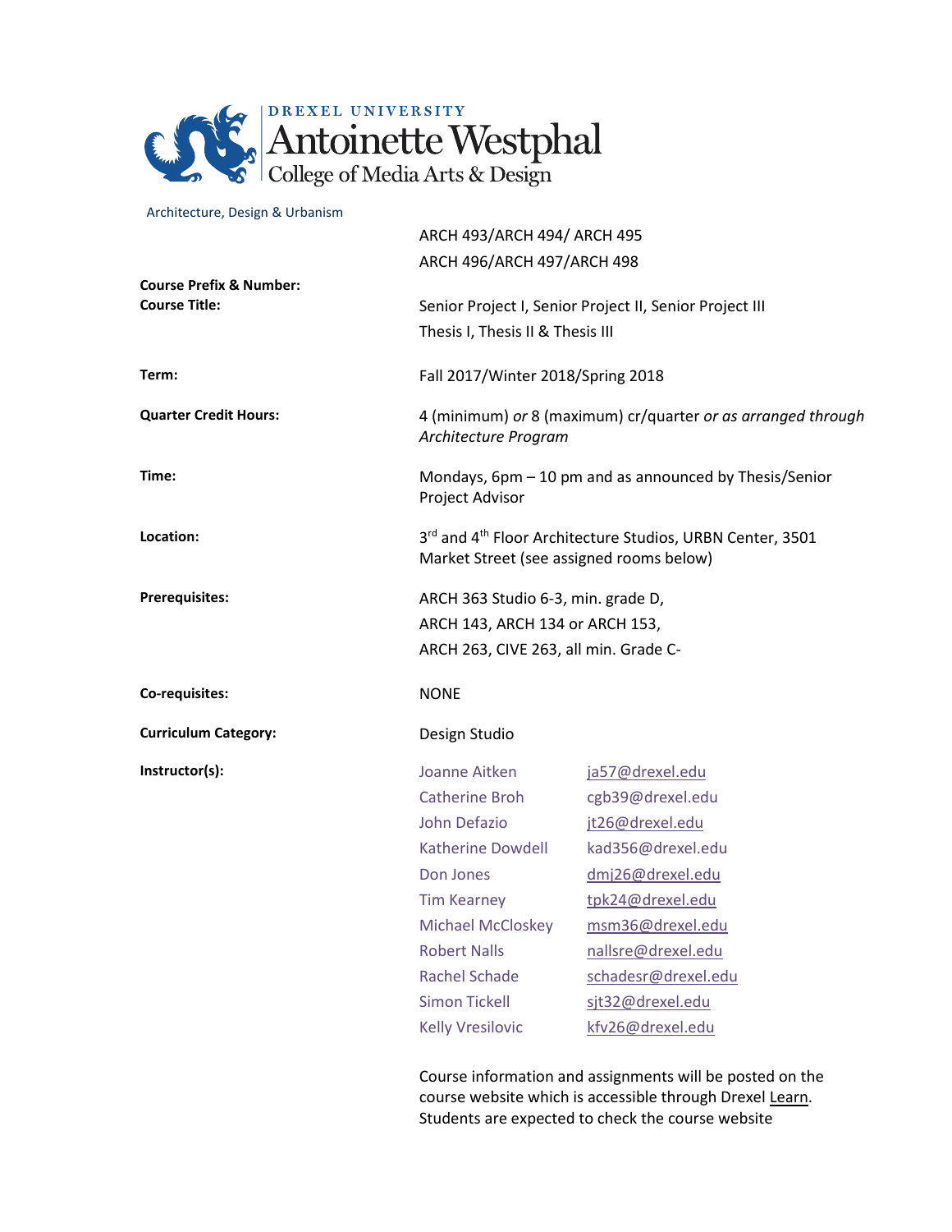DREXEL UNIVERSITY
Antoinette Westphal
College of Media Arts & Design

Architecture, Design & Urbanism

| | |
|---|---|
| **Course Prefix & Number:** | ARCH 493/ARCH 494/ ARCH 495<br>ARCH 496/ARCH 497/ARCH 498 |
| **Course Title:** | Senior Project I, Senior Project II, Senior Project III<br>Thesis I, Thesis II & Thesis III |
| **Term:** | Fall 2017/Winter 2018/Spring 2018 |
| **Quarter Credit Hours:** | 4 (minimum) *or* 8 (maximum) cr/quarter *or as arranged through Architecture Program* |
| **Time:** | Mondays, 6pm – 10 pm and as announced by Thesis/Senior Project Advisor |
| **Location:** | 3rd and 4th Floor Architecture Studios, URBN Center, 3501 Market Street (see assigned rooms below) |
| **Prerequisites:** | ARCH 363 Studio 6-3, min. grade D,<br>ARCH 143, ARCH 134 or ARCH 153,<br>ARCH 263, CIVE 263, all min. Grade C- |
| **Co-requisites:** | NONE |
| **Curriculum Category:** | Design Studio |

**Instructor(s):**

| | |
|---|---|
| Joanne Aitken | ja57@drexel.edu |
| Catherine Broh | cgb39@drexel.edu |
| John Defazio | jt26@drexel.edu |
| Katherine Dowdell | kad356@drexel.edu |
| Don Jones | dmj26@drexel.edu |
| Tim Kearney | tpk24@drexel.edu |
| Michael McCloskey | msm36@drexel.edu |
| Robert Nalls | nallsre@drexel.edu |
| Rachel Schade | schadesr@drexel.edu |
| Simon Tickell | sjt32@drexel.edu |
| Kelly Vresilovic | kfv26@drexel.edu |

Course information and assignments will be posted on the course website which is accessible through Drexel Learn. Students are expected to check the course website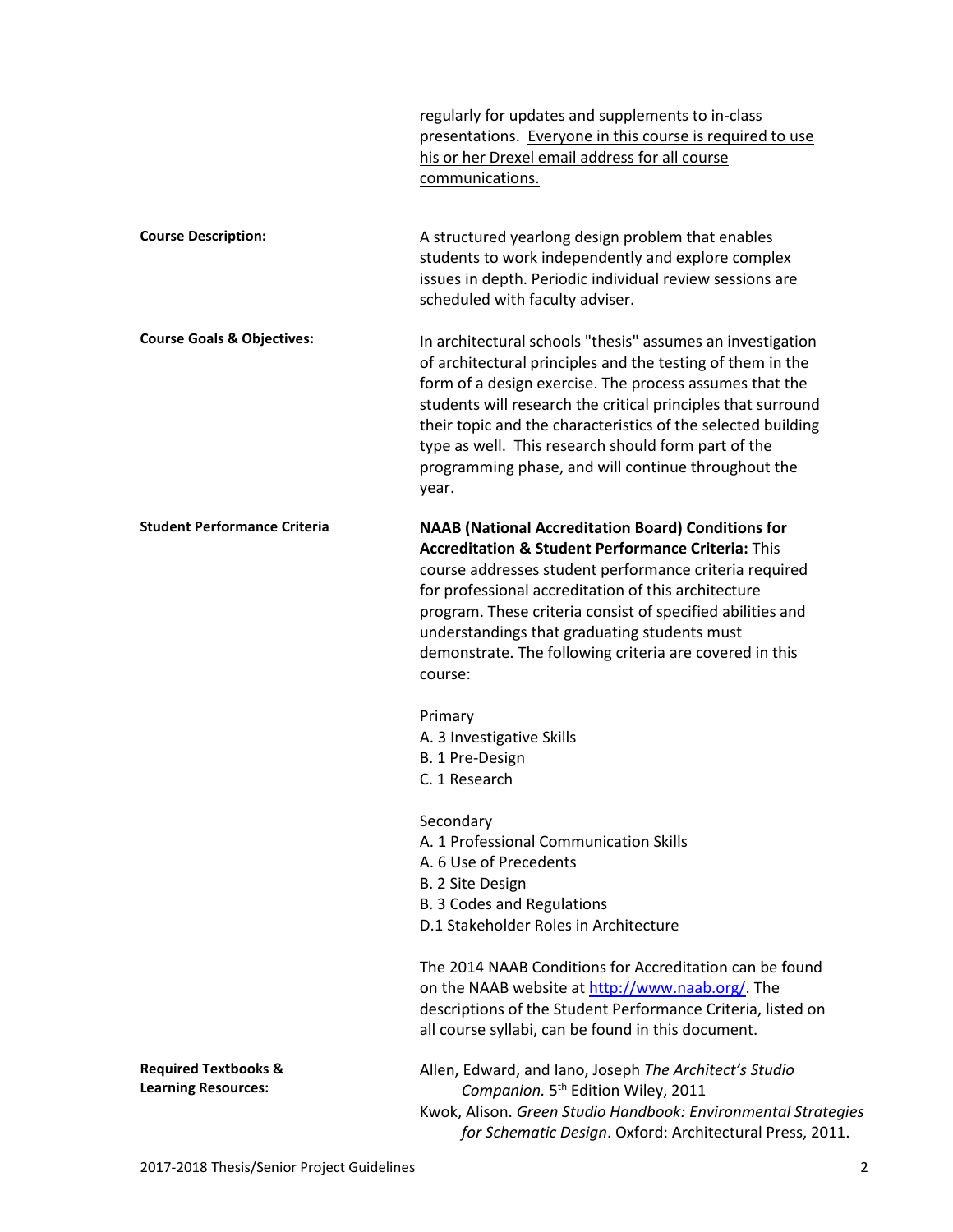regularly for updates and supplements to in-class presentations. <u>Everyone in this course is required to use his or her Drexel email address for all course communications.</u>

**Course Description:**

A structured yearlong design problem that enables students to work independently and explore complex issues in depth. Periodic individual review sessions are scheduled with faculty adviser.

**Course Goals & Objectives:**

In architectural schools "thesis" assumes an investigation of architectural principles and the testing of them in the form of a design exercise. The process assumes that the students will research the critical principles that surround their topic and the characteristics of the selected building type as well. This research should form part of the programming phase, and will continue throughout the year.

**Student Performance Criteria**

**NAAB (National Accreditation Board) Conditions for Accreditation & Student Performance Criteria:** This course addresses student performance criteria required for professional accreditation of this architecture program. These criteria consist of specified abilities and understandings that graduating students must demonstrate. The following criteria are covered in this course:

Primary
A. 3 Investigative Skills
B. 1 Pre-Design
C. 1 Research

Secondary
A. 1 Professional Communication Skills
A. 6 Use of Precedents
B. 2 Site Design
B. 3 Codes and Regulations
D.1 Stakeholder Roles in Architecture

The 2014 NAAB Conditions for Accreditation can be found on the NAAB website at [http://www.naab.org/](http://www.naab.org/). The descriptions of the Student Performance Criteria, listed on all course syllabi, can be found in this document.

**Required Textbooks & Learning Resources:**

Allen, Edward, and Iano, Joseph *The Architect's Studio Companion.* 5th Edition Wiley, 2011

Kwok, Alison. *Green Studio Handbook: Environmental Strategies for Schematic Design*. Oxford: Architectural Press, 2011.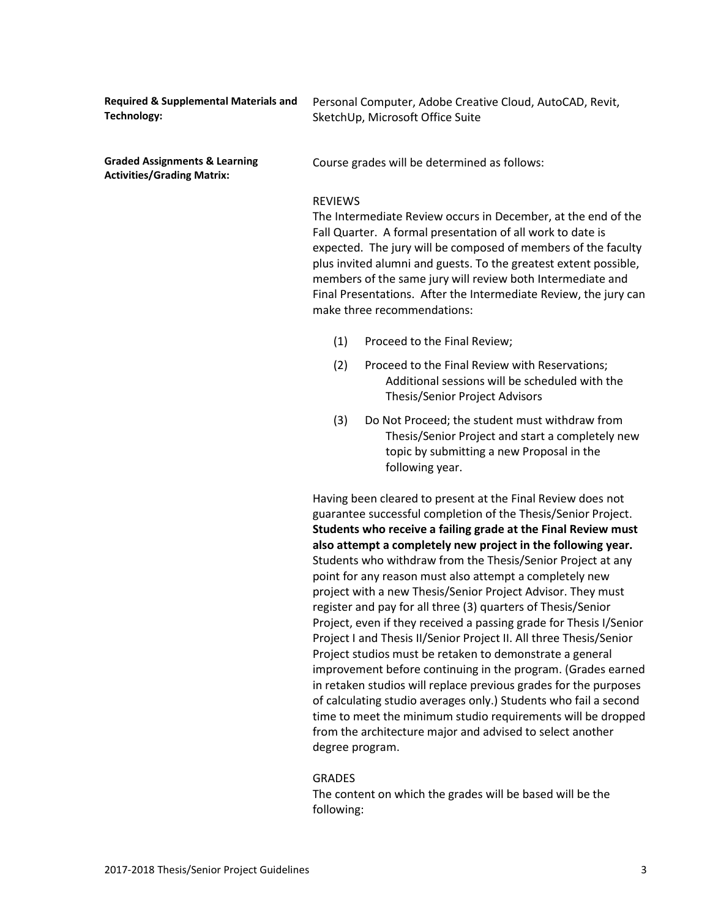**Required & Supplemental Materials and Technology:**

Personal Computer, Adobe Creative Cloud, AutoCAD, Revit, SketchUp, Microsoft Office Suite

**Graded Assignments & Learning Activities/Grading Matrix:**

Course grades will be determined as follows:

REVIEWS

The Intermediate Review occurs in December, at the end of the Fall Quarter. A formal presentation of all work to date is expected. The jury will be composed of members of the faculty plus invited alumni and guests. To the greatest extent possible, members of the same jury will review both Intermediate and Final Presentations. After the Intermediate Review, the jury can make three recommendations:

(1) Proceed to the Final Review;

(2) Proceed to the Final Review with Reservations; Additional sessions will be scheduled with the Thesis/Senior Project Advisors

(3) Do Not Proceed; the student must withdraw from Thesis/Senior Project and start a completely new topic by submitting a new Proposal in the following year.

Having been cleared to present at the Final Review does not guarantee successful completion of the Thesis/Senior Project. **Students who receive a failing grade at the Final Review must also attempt a completely new project in the following year.** Students who withdraw from the Thesis/Senior Project at any point for any reason must also attempt a completely new project with a new Thesis/Senior Project Advisor. They must register and pay for all three (3) quarters of Thesis/Senior Project, even if they received a passing grade for Thesis I/Senior Project I and Thesis II/Senior Project II. All three Thesis/Senior Project studios must be retaken to demonstrate a general improvement before continuing in the program. (Grades earned in retaken studios will replace previous grades for the purposes of calculating studio averages only.) Students who fail a second time to meet the minimum studio requirements will be dropped from the architecture major and advised to select another degree program.

GRADES

The content on which the grades will be based will be the following: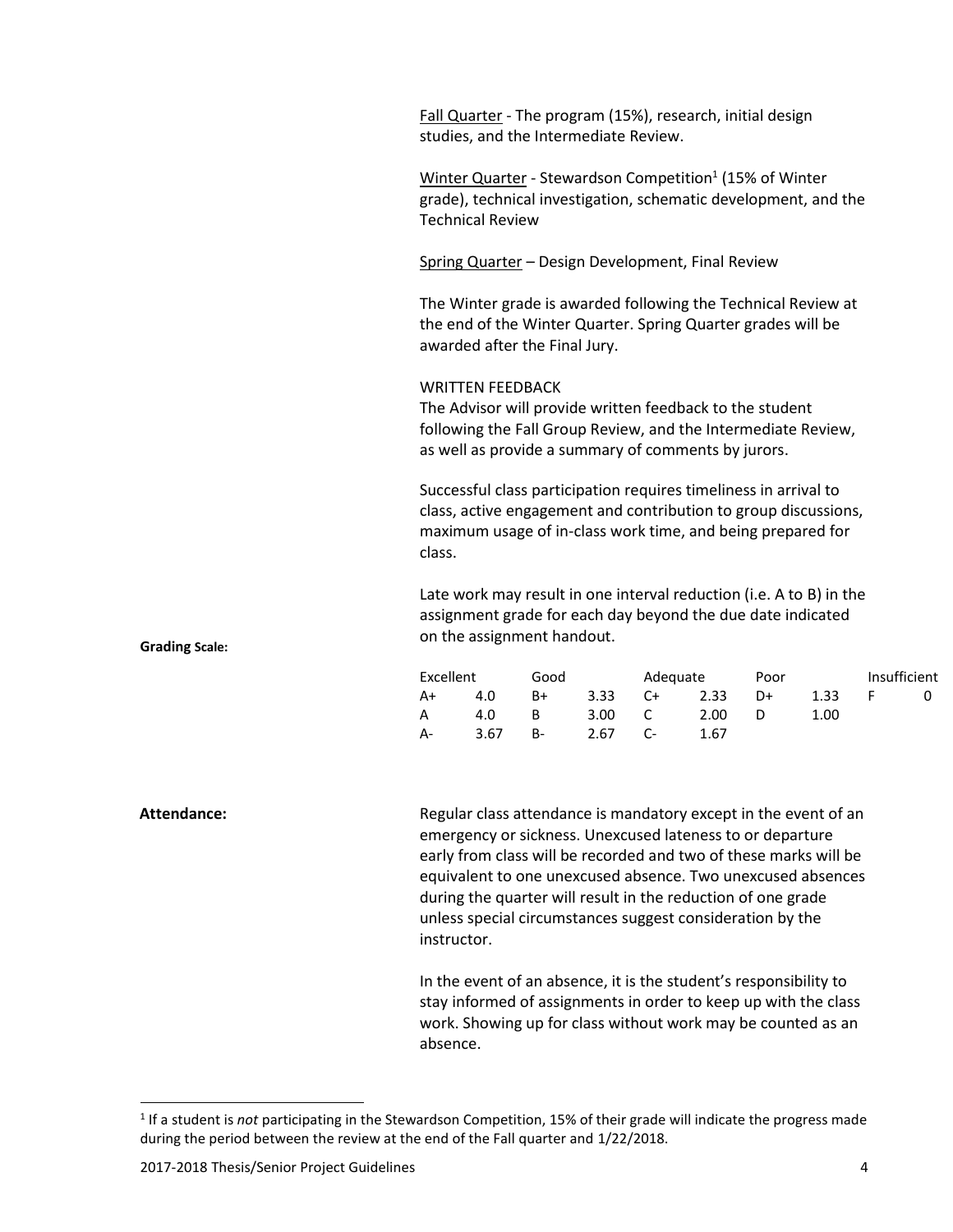Fall Quarter - The program (15%), research, initial design studies, and the Intermediate Review.

Winter Quarter - Stewardson Competition[1] (15% of Winter grade), technical investigation, schematic development, and the Technical Review

Spring Quarter – Design Development, Final Review

The Winter grade is awarded following the Technical Review at the end of the Winter Quarter. Spring Quarter grades will be awarded after the Final Jury.

WRITTEN FEEDBACK
The Advisor will provide written feedback to the student following the Fall Group Review, and the Intermediate Review, as well as provide a summary of comments by jurors.

Successful class participation requires timeliness in arrival to class, active engagement and contribution to group discussions, maximum usage of in-class work time, and being prepared for class.

Late work may result in one interval reduction (i.e. A to B) in the assignment grade for each day beyond the due date indicated on the assignment handout.

**Grading Scale:**

| Excellent | | Good | | Adequate | | Poor | | Insufficient | |
|---|---|---|---|---|---|---|---|---|---|
| A+ | 4.0 | B+ | 3.33 | C+ | 2.33 | D+ | 1.33 | F | 0 |
| A | 4.0 | B | 3.00 | C | 2.00 | D | 1.00 | | |
| A- | 3.67 | B- | 2.67 | C- | 1.67 | | | | |

**Attendance:**

Regular class attendance is mandatory except in the event of an emergency or sickness. Unexcused lateness to or departure early from class will be recorded and two of these marks will be equivalent to one unexcused absence. Two unexcused absences during the quarter will result in the reduction of one grade unless special circumstances suggest consideration by the instructor.

In the event of an absence, it is the student's responsibility to stay informed of assignments in order to keep up with the class work. Showing up for class without work may be counted as an absence.

[1] If a student is *not* participating in the Stewardson Competition, 15% of their grade will indicate the progress made during the period between the review at the end of the Fall quarter and 1/22/2018.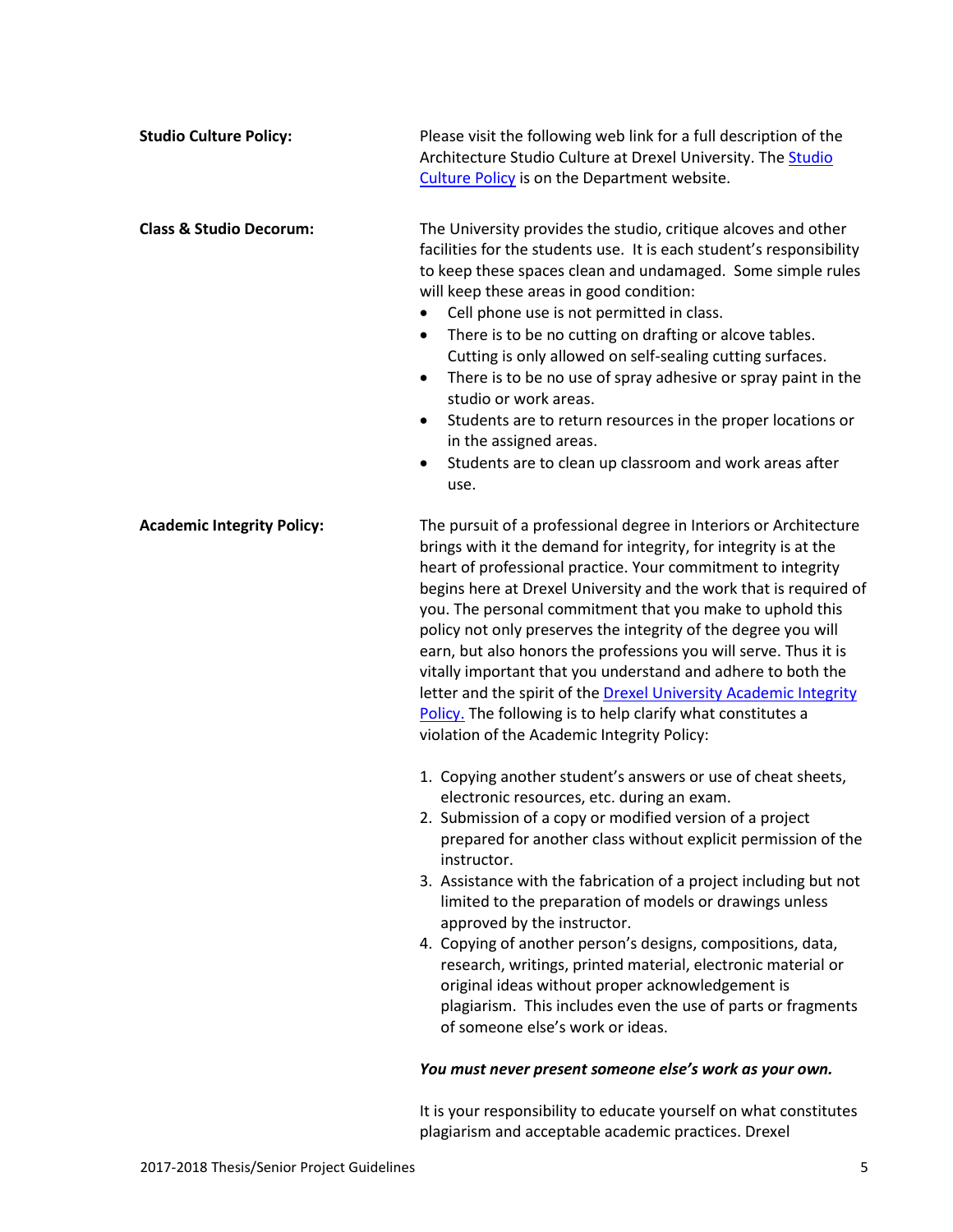**Studio Culture Policy:**

Please visit the following web link for a full description of the Architecture Studio Culture at Drexel University. The Studio Culture Policy is on the Department website.

**Class & Studio Decorum:**

The University provides the studio, critique alcoves and other facilities for the students use. It is each student's responsibility to keep these spaces clean and undamaged. Some simple rules will keep these areas in good condition:

- Cell phone use is not permitted in class.
- There is to be no cutting on drafting or alcove tables. Cutting is only allowed on self-sealing cutting surfaces.
- There is to be no use of spray adhesive or spray paint in the studio or work areas.
- Students are to return resources in the proper locations or in the assigned areas.
- Students are to clean up classroom and work areas after use.

**Academic Integrity Policy:**

The pursuit of a professional degree in Interiors or Architecture brings with it the demand for integrity, for integrity is at the heart of professional practice. Your commitment to integrity begins here at Drexel University and the work that is required of you. The personal commitment that you make to uphold this policy not only preserves the integrity of the degree you will earn, but also honors the professions you will serve. Thus it is vitally important that you understand and adhere to both the letter and the spirit of the Drexel University Academic Integrity Policy. The following is to help clarify what constitutes a violation of the Academic Integrity Policy:

1. Copying another student's answers or use of cheat sheets, electronic resources, etc. during an exam.
2. Submission of a copy or modified version of a project prepared for another class without explicit permission of the instructor.
3. Assistance with the fabrication of a project including but not limited to the preparation of models or drawings unless approved by the instructor.
4. Copying of another person's designs, compositions, data, research, writings, printed material, electronic material or original ideas without proper acknowledgement is plagiarism. This includes even the use of parts or fragments of someone else's work or ideas.

***You must never present someone else's work as your own.***

It is your responsibility to educate yourself on what constitutes plagiarism and acceptable academic practices. Drexel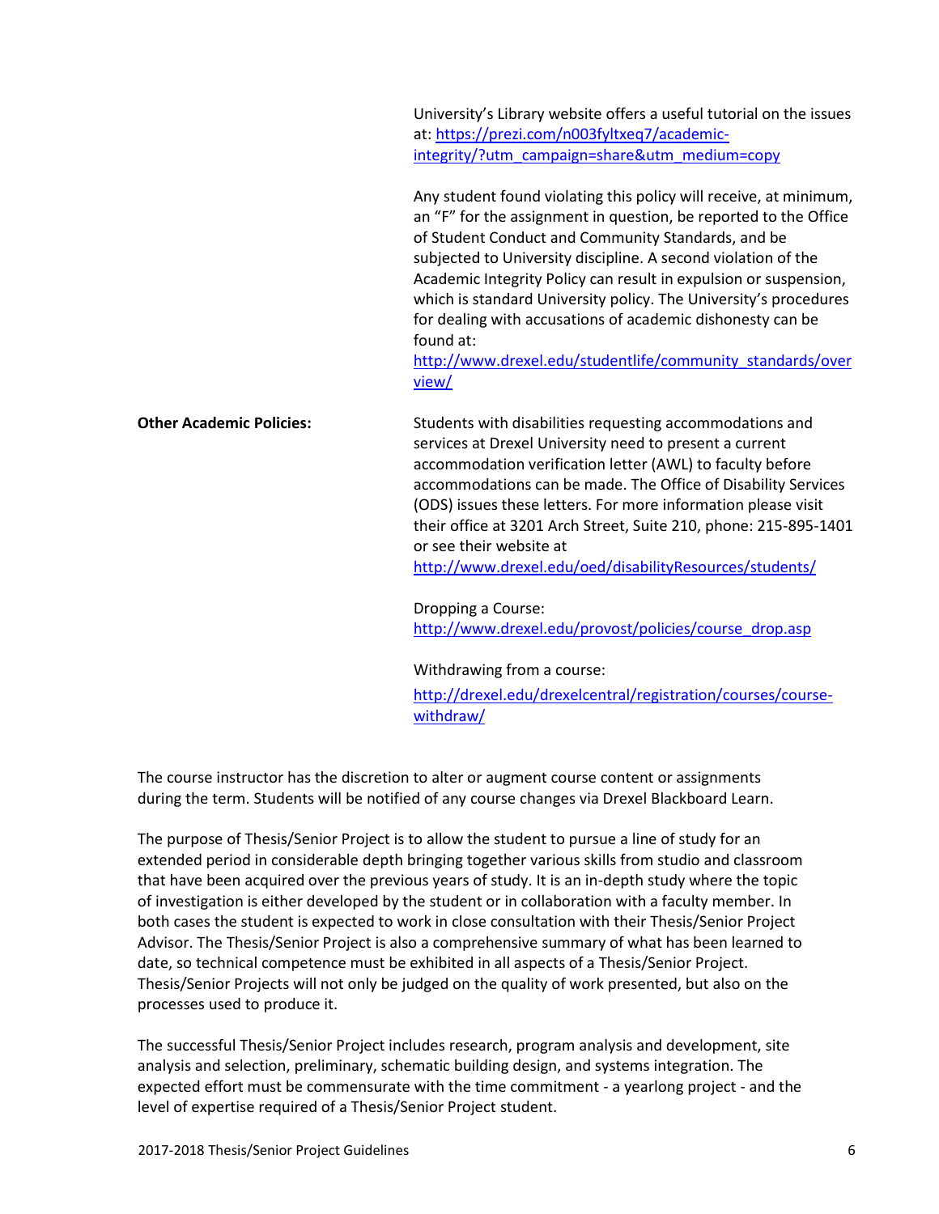University's Library website offers a useful tutorial on the issues at: https://prezi.com/n003fyltxeq7/academic-integrity/?utm_campaign=share&utm_medium=copy

Any student found violating this policy will receive, at minimum, an "F" for the assignment in question, be reported to the Office of Student Conduct and Community Standards, and be subjected to University discipline. A second violation of the Academic Integrity Policy can result in expulsion or suspension, which is standard University policy. The University's procedures for dealing with accusations of academic dishonesty can be found at: http://www.drexel.edu/studentlife/community_standards/overview/

**Other Academic Policies:**

Students with disabilities requesting accommodations and services at Drexel University need to present a current accommodation verification letter (AWL) to faculty before accommodations can be made. The Office of Disability Services (ODS) issues these letters. For more information please visit their office at 3201 Arch Street, Suite 210, phone: 215-895-1401 or see their website at http://www.drexel.edu/oed/disabilityResources/students/

Dropping a Course: http://www.drexel.edu/provost/policies/course_drop.asp

Withdrawing from a course:

http://drexel.edu/drexelcentral/registration/courses/course-withdraw/

The course instructor has the discretion to alter or augment course content or assignments during the term. Students will be notified of any course changes via Drexel Blackboard Learn.

The purpose of Thesis/Senior Project is to allow the student to pursue a line of study for an extended period in considerable depth bringing together various skills from studio and classroom that have been acquired over the previous years of study. It is an in-depth study where the topic of investigation is either developed by the student or in collaboration with a faculty member. In both cases the student is expected to work in close consultation with their Thesis/Senior Project Advisor. The Thesis/Senior Project is also a comprehensive summary of what has been learned to date, so technical competence must be exhibited in all aspects of a Thesis/Senior Project. Thesis/Senior Projects will not only be judged on the quality of work presented, but also on the processes used to produce it.

The successful Thesis/Senior Project includes research, program analysis and development, site analysis and selection, preliminary, schematic building design, and systems integration. The expected effort must be commensurate with the time commitment - a yearlong project - and the level of expertise required of a Thesis/Senior Project student.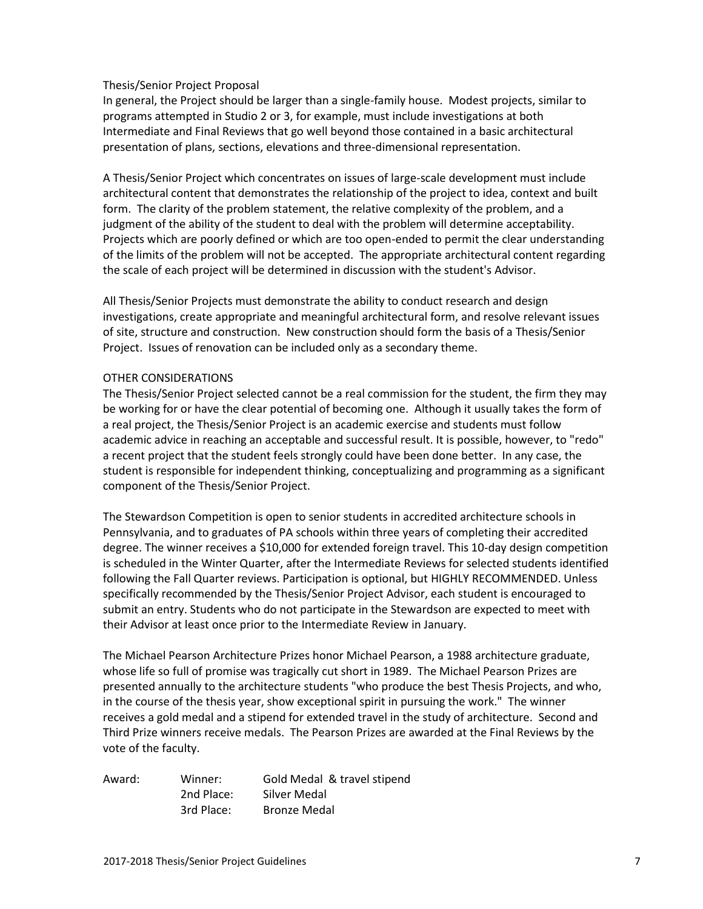### Thesis/Senior Project Proposal

In general, the Project should be larger than a single-family house. Modest projects, similar to programs attempted in Studio 2 or 3, for example, must include investigations at both Intermediate and Final Reviews that go well beyond those contained in a basic architectural presentation of plans, sections, elevations and three-dimensional representation.

A Thesis/Senior Project which concentrates on issues of large-scale development must include architectural content that demonstrates the relationship of the project to idea, context and built form. The clarity of the problem statement, the relative complexity of the problem, and a judgment of the ability of the student to deal with the problem will determine acceptability. Projects which are poorly defined or which are too open-ended to permit the clear understanding of the limits of the problem will not be accepted. The appropriate architectural content regarding the scale of each project will be determined in discussion with the student's Advisor.

All Thesis/Senior Projects must demonstrate the ability to conduct research and design investigations, create appropriate and meaningful architectural form, and resolve relevant issues of site, structure and construction. New construction should form the basis of a Thesis/Senior Project. Issues of renovation can be included only as a secondary theme.

### OTHER CONSIDERATIONS

The Thesis/Senior Project selected cannot be a real commission for the student, the firm they may be working for or have the clear potential of becoming one. Although it usually takes the form of a real project, the Thesis/Senior Project is an academic exercise and students must follow academic advice in reaching an acceptable and successful result. It is possible, however, to "redo" a recent project that the student feels strongly could have been done better. In any case, the student is responsible for independent thinking, conceptualizing and programming as a significant component of the Thesis/Senior Project.

The Stewardson Competition is open to senior students in accredited architecture schools in Pennsylvania, and to graduates of PA schools within three years of completing their accredited degree. The winner receives a $10,000 for extended foreign travel. This 10-day design competition is scheduled in the Winter Quarter, after the Intermediate Reviews for selected students identified following the Fall Quarter reviews. Participation is optional, but HIGHLY RECOMMENDED. Unless specifically recommended by the Thesis/Senior Project Advisor, each student is encouraged to submit an entry. Students who do not participate in the Stewardson are expected to meet with their Advisor at least once prior to the Intermediate Review in January.

The Michael Pearson Architecture Prizes honor Michael Pearson, a 1988 architecture graduate, whose life so full of promise was tragically cut short in 1989. The Michael Pearson Prizes are presented annually to the architecture students "who produce the best Thesis Projects, and who, in the course of the thesis year, show exceptional spirit in pursuing the work." The winner receives a gold medal and a stipend for extended travel in the study of architecture. Second and Third Prize winners receive medals. The Pearson Prizes are awarded at the Final Reviews by the vote of the faculty.

| Award: | | |
|---|---|---|
| | Winner: | Gold Medal & travel stipend |
| | 2nd Place: | Silver Medal |
| | 3rd Place: | Bronze Medal |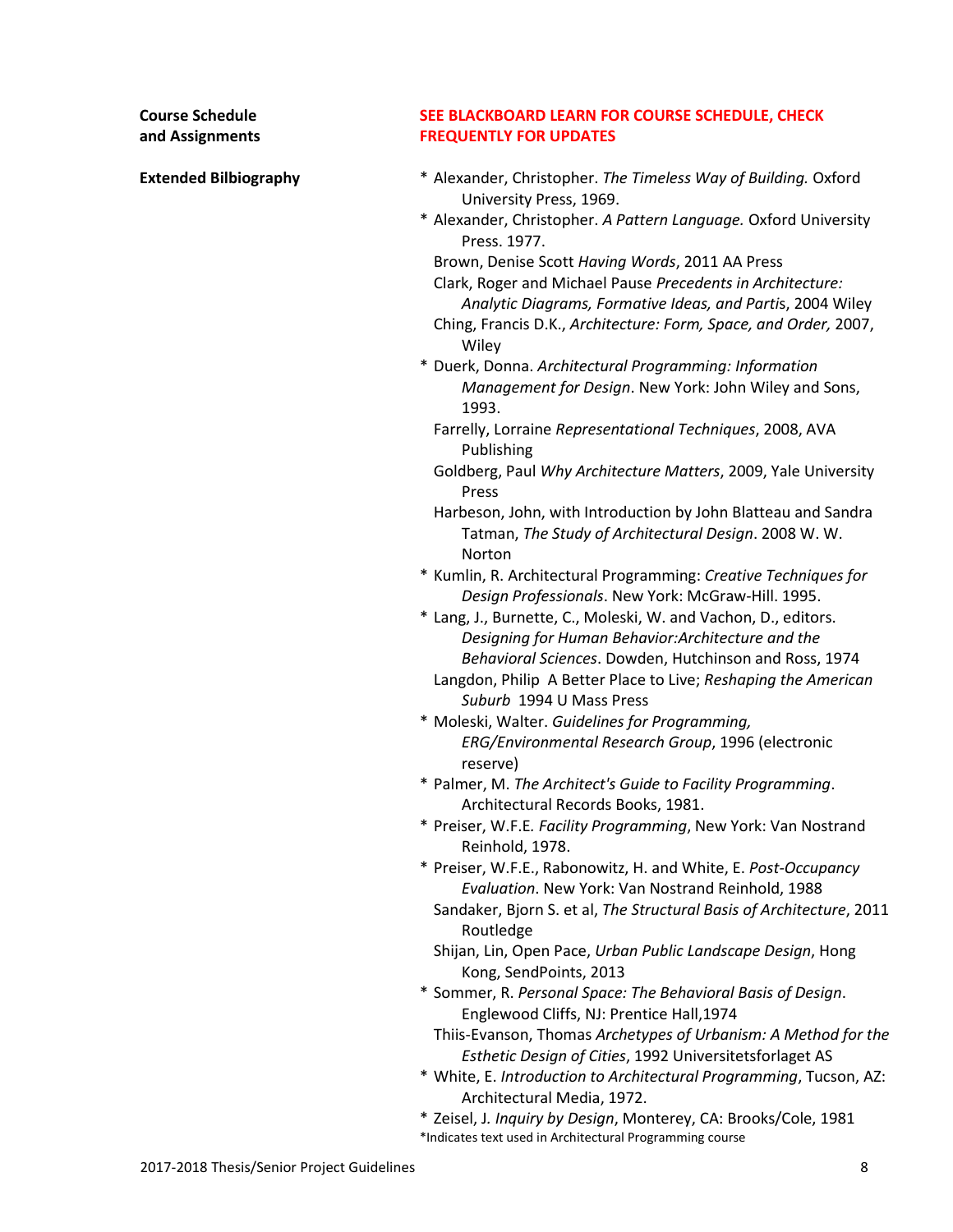**Course Schedule and Assignments**

**SEE BLACKBOARD LEARN FOR COURSE SCHEDULE, CHECK FREQUENTLY FOR UPDATES**

**Extended Bilbiography**

- * Alexander, Christopher. *The Timeless Way of Building.* Oxford University Press, 1969.
- * Alexander, Christopher. *A Pattern Language.* Oxford University Press. 1977.
- Brown, Denise Scott *Having Words*, 2011 AA Press
- Clark, Roger and Michael Pause *Precedents in Architecture: Analytic Diagrams, Formative Ideas, and Partis*, 2004 Wiley
- Ching, Francis D.K., *Architecture: Form, Space, and Order,* 2007, Wiley
- * Duerk, Donna. *Architectural Programming: Information Management for Design*. New York: John Wiley and Sons, 1993.
- Farrelly, Lorraine *Representational Techniques*, 2008, AVA Publishing
- Goldberg, Paul *Why Architecture Matters*, 2009, Yale University Press
- Harbeson, John, with Introduction by John Blatteau and Sandra Tatman, *The Study of Architectural Design*. 2008 W. W. Norton
- * Kumlin, R. Architectural Programming: *Creative Techniques for Design Professionals*. New York: McGraw-Hill. 1995.
- * Lang, J., Burnette, C., Moleski, W. and Vachon, D., editors. *Designing for Human Behavior:Architecture and the Behavioral Sciences*. Dowden, Hutchinson and Ross, 1974
- Langdon, Philip A Better Place to Live; *Reshaping the American Suburb* 1994 U Mass Press
- * Moleski, Walter. *Guidelines for Programming, ERG/Environmental Research Group*, 1996 (electronic reserve)
- * Palmer, M. *The Architect's Guide to Facility Programming*. Architectural Records Books, 1981.
- * Preiser, W.F.E. *Facility Programming*, New York: Van Nostrand Reinhold, 1978.
- * Preiser, W.F.E., Rabonowitz, H. and White, E. *Post-Occupancy Evaluation*. New York: Van Nostrand Reinhold, 1988
- Sandaker, Bjorn S. et al, *The Structural Basis of Architecture*, 2011 Routledge
- Shijan, Lin, Open Pace, *Urban Public Landscape Design*, Hong Kong, SendPoints, 2013
- * Sommer, R. *Personal Space: The Behavioral Basis of Design*. Englewood Cliffs, NJ: Prentice Hall,1974
- Thiis-Evanson, Thomas *Archetypes of Urbanism: A Method for the Esthetic Design of Cities*, 1992 Universitetsforlaget AS
- * White, E. *Introduction to Architectural Programming*, Tucson, AZ: Architectural Media, 1972.
- * Zeisel, J. *Inquiry by Design*, Monterey, CA: Brooks/Cole, 1981

*Indicates text used in Architectural Programming course